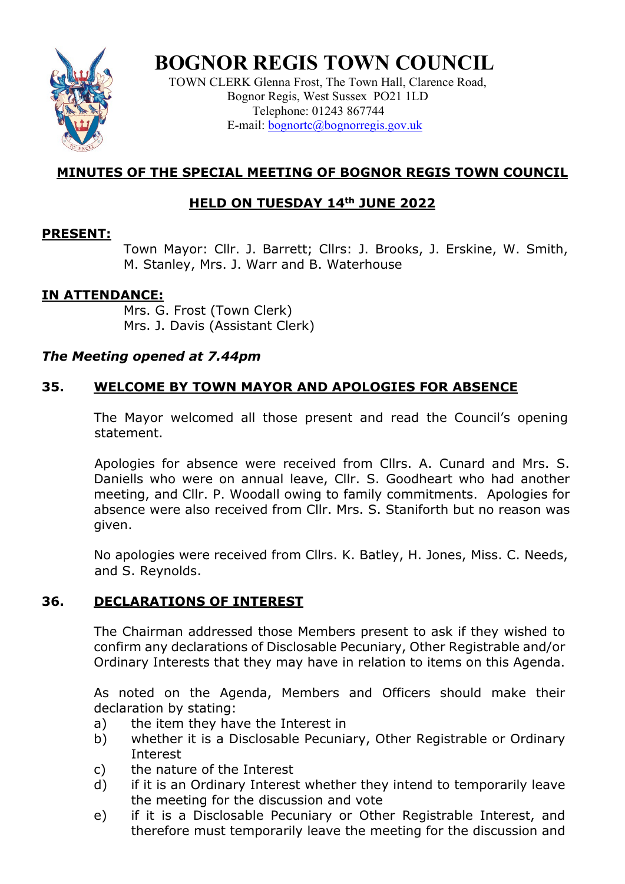# BOGNOR REGIS TOWN COUNCIL

TOWN CLERK Glenna Frost, The Town Hall, Clarence Road,
Bognor Regis, West Sussex PO21 1LD
Telephone: 01243 867744
E-mail: bognortc@bognorregis.gov.uk

## MINUTES OF THE SPECIAL MEETING OF BOGNOR REGIS TOWN COUNCIL

## HELD ON TUESDAY 14th JUNE 2022

**PRESENT:**

Town Mayor: Cllr. J. Barrett; Cllrs: J. Brooks, J. Erskine, W. Smith, M. Stanley, Mrs. J. Warr and B. Waterhouse

**IN ATTENDANCE:**

Mrs. G. Frost (Town Clerk)
Mrs. J. Davis (Assistant Clerk)

***The Meeting opened at 7.44pm***

### 35. WELCOME BY TOWN MAYOR AND APOLOGIES FOR ABSENCE

The Mayor welcomed all those present and read the Council's opening statement.

Apologies for absence were received from Cllrs. A. Cunard and Mrs. S. Daniells who were on annual leave, Cllr. S. Goodheart who had another meeting, and Cllr. P. Woodall owing to family commitments. Apologies for absence were also received from Cllr. Mrs. S. Staniforth but no reason was given.

No apologies were received from Cllrs. K. Batley, H. Jones, Miss. C. Needs, and S. Reynolds.

### 36. DECLARATIONS OF INTEREST

The Chairman addressed those Members present to ask if they wished to confirm any declarations of Disclosable Pecuniary, Other Registrable and/or Ordinary Interests that they may have in relation to items on this Agenda.

As noted on the Agenda, Members and Officers should make their declaration by stating:

a) the item they have the Interest in
b) whether it is a Disclosable Pecuniary, Other Registrable or Ordinary Interest
c) the nature of the Interest
d) if it is an Ordinary Interest whether they intend to temporarily leave the meeting for the discussion and vote
e) if it is a Disclosable Pecuniary or Other Registrable Interest, and therefore must temporarily leave the meeting for the discussion and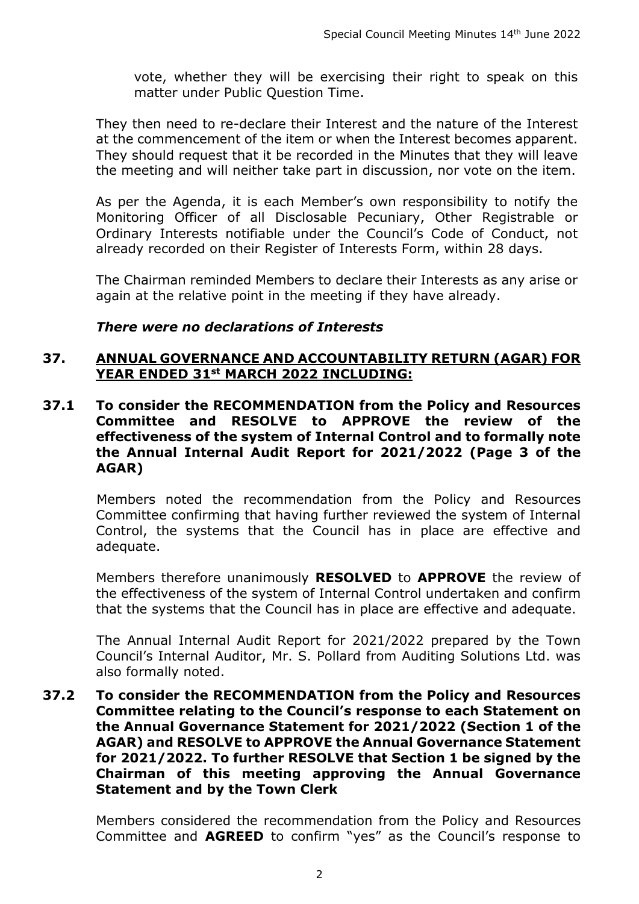vote, whether they will be exercising their right to speak on this matter under Public Question Time.

They then need to re-declare their Interest and the nature of the Interest at the commencement of the item or when the Interest becomes apparent. They should request that it be recorded in the Minutes that they will leave the meeting and will neither take part in discussion, nor vote on the item.

As per the Agenda, it is each Member's own responsibility to notify the Monitoring Officer of all Disclosable Pecuniary, Other Registrable or Ordinary Interests notifiable under the Council's Code of Conduct, not already recorded on their Register of Interests Form, within 28 days.

The Chairman reminded Members to declare their Interests as any arise or again at the relative point in the meeting if they have already.

***There were no declarations of Interests***

## 37. ANNUAL GOVERNANCE AND ACCOUNTABILITY RETURN (AGAR) FOR YEAR ENDED 31st MARCH 2022 INCLUDING:

### 37.1 To consider the RECOMMENDATION from the Policy and Resources Committee and RESOLVE to APPROVE the review of the effectiveness of the system of Internal Control and to formally note the Annual Internal Audit Report for 2021/2022 (Page 3 of the AGAR)

Members noted the recommendation from the Policy and Resources Committee confirming that having further reviewed the system of Internal Control, the systems that the Council has in place are effective and adequate.

Members therefore unanimously **RESOLVED** to **APPROVE** the review of the effectiveness of the system of Internal Control undertaken and confirm that the systems that the Council has in place are effective and adequate.

The Annual Internal Audit Report for 2021/2022 prepared by the Town Council's Internal Auditor, Mr. S. Pollard from Auditing Solutions Ltd. was also formally noted.

### 37.2 To consider the RECOMMENDATION from the Policy and Resources Committee relating to the Council's response to each Statement on the Annual Governance Statement for 2021/2022 (Section 1 of the AGAR) and RESOLVE to APPROVE the Annual Governance Statement for 2021/2022. To further RESOLVE that Section 1 be signed by the Chairman of this meeting approving the Annual Governance Statement and by the Town Clerk

Members considered the recommendation from the Policy and Resources Committee and **AGREED** to confirm "yes" as the Council's response to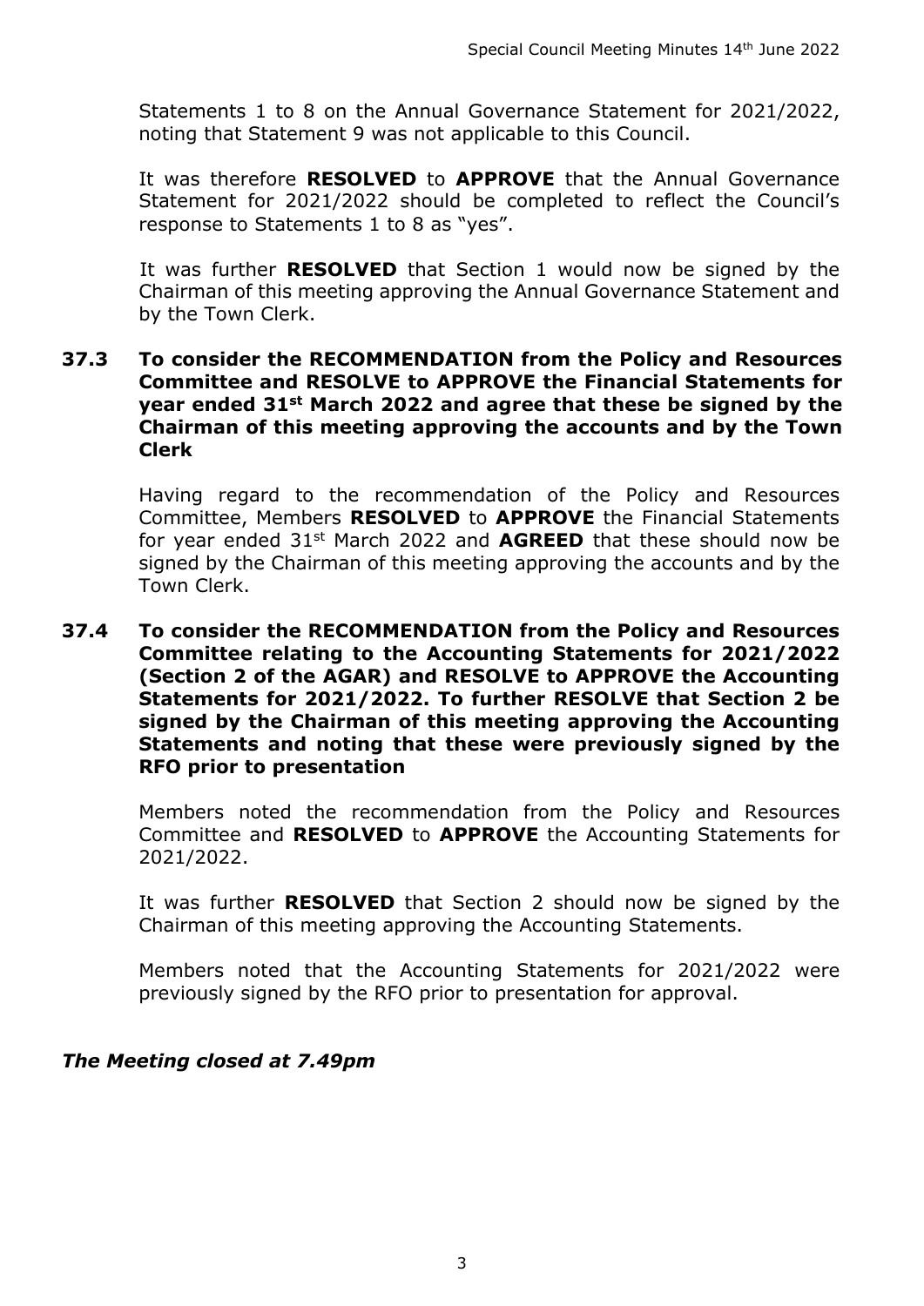Statements 1 to 8 on the Annual Governance Statement for 2021/2022, noting that Statement 9 was not applicable to this Council.

It was therefore **RESOLVED** to **APPROVE** that the Annual Governance Statement for 2021/2022 should be completed to reflect the Council's response to Statements 1 to 8 as "yes".

It was further **RESOLVED** that Section 1 would now be signed by the Chairman of this meeting approving the Annual Governance Statement and by the Town Clerk.

**37.3 To consider the RECOMMENDATION from the Policy and Resources Committee and RESOLVE to APPROVE the Financial Statements for year ended 31st March 2022 and agree that these be signed by the Chairman of this meeting approving the accounts and by the Town Clerk**

Having regard to the recommendation of the Policy and Resources Committee, Members **RESOLVED** to **APPROVE** the Financial Statements for year ended 31st March 2022 and **AGREED** that these should now be signed by the Chairman of this meeting approving the accounts and by the Town Clerk.

**37.4 To consider the RECOMMENDATION from the Policy and Resources Committee relating to the Accounting Statements for 2021/2022 (Section 2 of the AGAR) and RESOLVE to APPROVE the Accounting Statements for 2021/2022. To further RESOLVE that Section 2 be signed by the Chairman of this meeting approving the Accounting Statements and noting that these were previously signed by the RFO prior to presentation**

Members noted the recommendation from the Policy and Resources Committee and **RESOLVED** to **APPROVE** the Accounting Statements for 2021/2022.

It was further **RESOLVED** that Section 2 should now be signed by the Chairman of this meeting approving the Accounting Statements.

Members noted that the Accounting Statements for 2021/2022 were previously signed by the RFO prior to presentation for approval.

***The Meeting closed at 7.49pm***